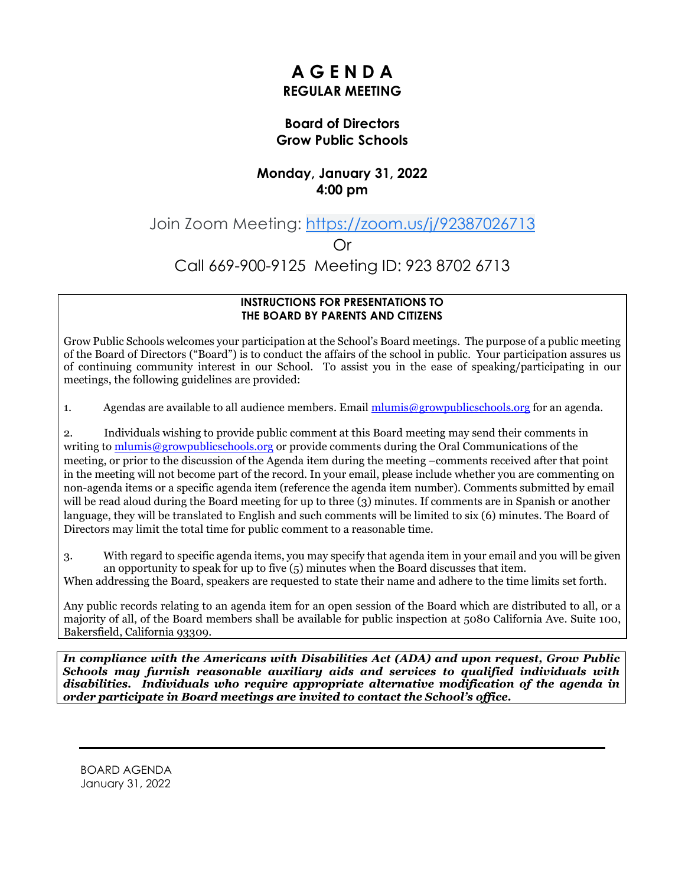# A G E N D A

## REGULAR MEETING

### Board of Directors
### Grow Public Schools

### Monday, January 31, 2022
### 4:00 pm

Join Zoom Meeting: https://zoom.us/j/92387026713

Or

Call 669-900-9125 Meeting ID: 923 8702 6713

**INSTRUCTIONS FOR PRESENTATIONS TO THE BOARD BY PARENTS AND CITIZENS**

Grow Public Schools welcomes your participation at the School's Board meetings. The purpose of a public meeting of the Board of Directors ("Board") is to conduct the affairs of the school in public. Your participation assures us of continuing community interest in our School. To assist you in the ease of speaking/participating in our meetings, the following guidelines are provided:

1. Agendas are available to all audience members. Email mlumis@growpublicschools.org for an agenda.

2. Individuals wishing to provide public comment at this Board meeting may send their comments in writing to mlumis@growpublicschools.org or provide comments during the Oral Communications of the meeting, or prior to the discussion of the Agenda item during the meeting –comments received after that point in the meeting will not become part of the record. In your email, please include whether you are commenting on non-agenda items or a specific agenda item (reference the agenda item number). Comments submitted by email will be read aloud during the Board meeting for up to three (3) minutes. If comments are in Spanish or another language, they will be translated to English and such comments will be limited to six (6) minutes. The Board of Directors may limit the total time for public comment to a reasonable time.

3. With regard to specific agenda items, you may specify that agenda item in your email and you will be given an opportunity to speak for up to five (5) minutes when the Board discusses that item.

When addressing the Board, speakers are requested to state their name and adhere to the time limits set forth.

Any public records relating to an agenda item for an open session of the Board which are distributed to all, or a majority of all, of the Board members shall be available for public inspection at 5080 California Ave. Suite 100, Bakersfield, California 93309.

***In compliance with the Americans with Disabilities Act (ADA) and upon request, Grow Public Schools may furnish reasonable auxiliary aids and services to qualified individuals with disabilities. Individuals who require appropriate alternative modification of the agenda in order participate in Board meetings are invited to contact the School's office.***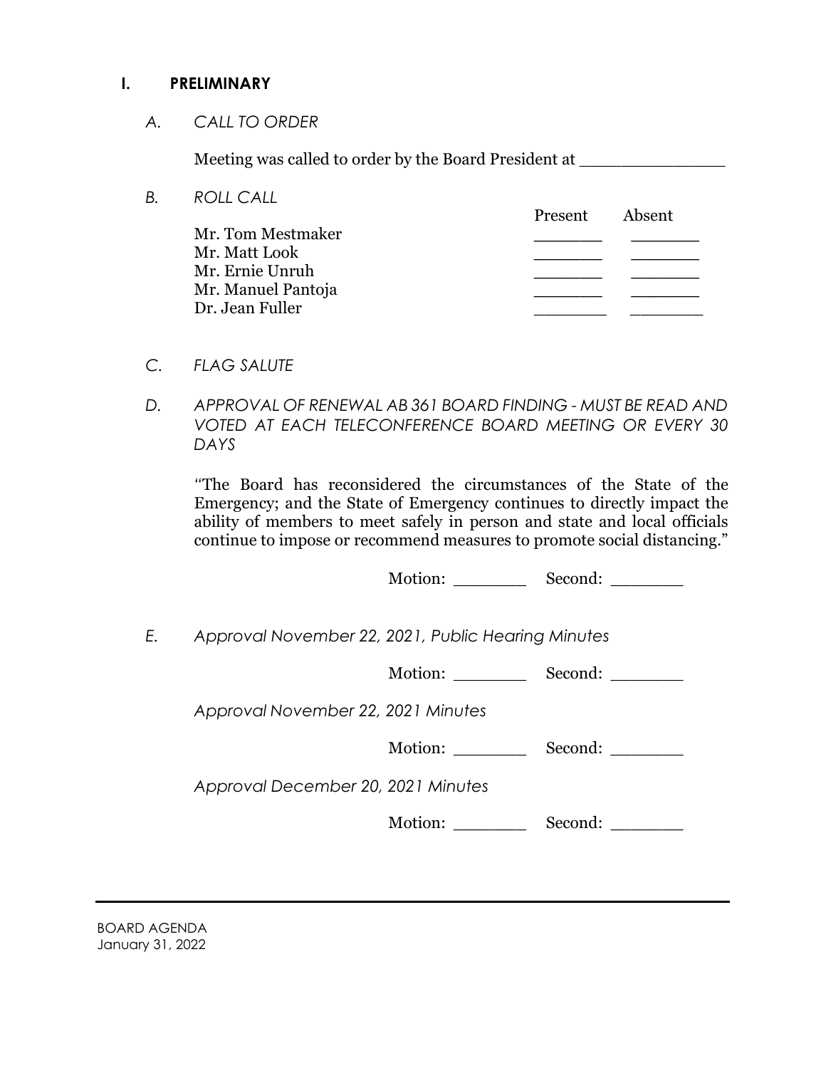## I. PRELIMINARY

### *A. CALL TO ORDER*

Meeting was called to order by the Board President at _______________

### *B. ROLL CALL*

| | Present | Absent |
|---|---|---|
| Mr. Tom Mestmaker | _______ | _______ |
| Mr. Matt Look | _______ | _______ |
| Mr. Ernie Unruh | _______ | _______ |
| Mr. Manuel Pantoja | _______ | _______ |
| Dr. Jean Fuller | _______ | _______ |

### *C. FLAG SALUTE*

### *D. APPROVAL OF RENEWAL AB 361 BOARD FINDING - MUST BE READ AND VOTED AT EACH TELECONFERENCE BOARD MEETING OR EVERY 30 DAYS*

"The Board has reconsidered the circumstances of the State of the Emergency; and the State of Emergency continues to directly impact the ability of members to meet safely in person and state and local officials continue to impose or recommend measures to promote social distancing."

Motion: _______ Second: _______

### *E. Approval November 22, 2021, Public Hearing Minutes*

Motion: _______ Second: _______

*Approval November 22, 2021 Minutes*

Motion: _______ Second: _______

*Approval December 20, 2021 Minutes*

Motion: _______ Second: _______

BOARD AGENDA
January 31, 2022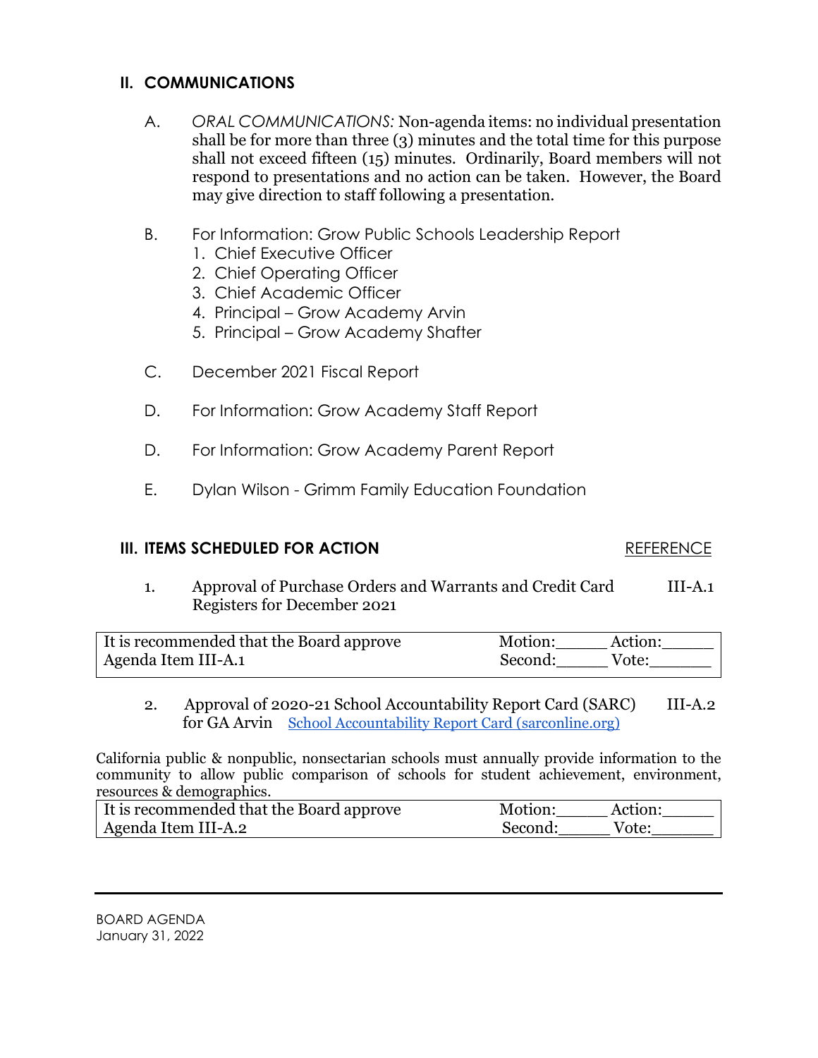## II. COMMUNICATIONS

A. *ORAL COMMUNICATIONS:* Non-agenda items: no individual presentation shall be for more than three (3) minutes and the total time for this purpose shall not exceed fifteen (15) minutes. Ordinarily, Board members will not respond to presentations and no action can be taken. However, the Board may give direction to staff following a presentation.

B. For Information: Grow Public Schools Leadership Report
1. Chief Executive Officer
2. Chief Operating Officer
3. Chief Academic Officer
4. Principal – Grow Academy Arvin
5. Principal – Grow Academy Shafter

C. December 2021 Fiscal Report

D. For Information: Grow Academy Staff Report

D. For Information: Grow Academy Parent Report

E. Dylan Wilson - Grimm Family Education Foundation

## III. ITEMS SCHEDULED FOR ACTION

REFERENCE

1. Approval of Purchase Orders and Warrants and Credit Card Registers for December 2021 — III-A.1

| It is recommended that the Board approve Agenda Item III-A.1 | Motion:\_\_\_\_\_ Action:\_\_\_\_\_ Second:\_\_\_\_\_ Vote:\_\_\_\_\_\_ |
|---|---|

2. Approval of 2020-21 School Accountability Report Card (SARC) for GA Arvin [School Accountability Report Card (sarconline.org)] — III-A.2

California public & nonpublic, nonsectarian schools must annually provide information to the community to allow public comparison of schools for student achievement, environment, resources & demographics.

| It is recommended that the Board approve Agenda Item III-A.2 | Motion:\_\_\_\_\_ Action:\_\_\_\_\_ Second:\_\_\_\_\_ Vote:\_\_\_\_\_\_ |
|---|---|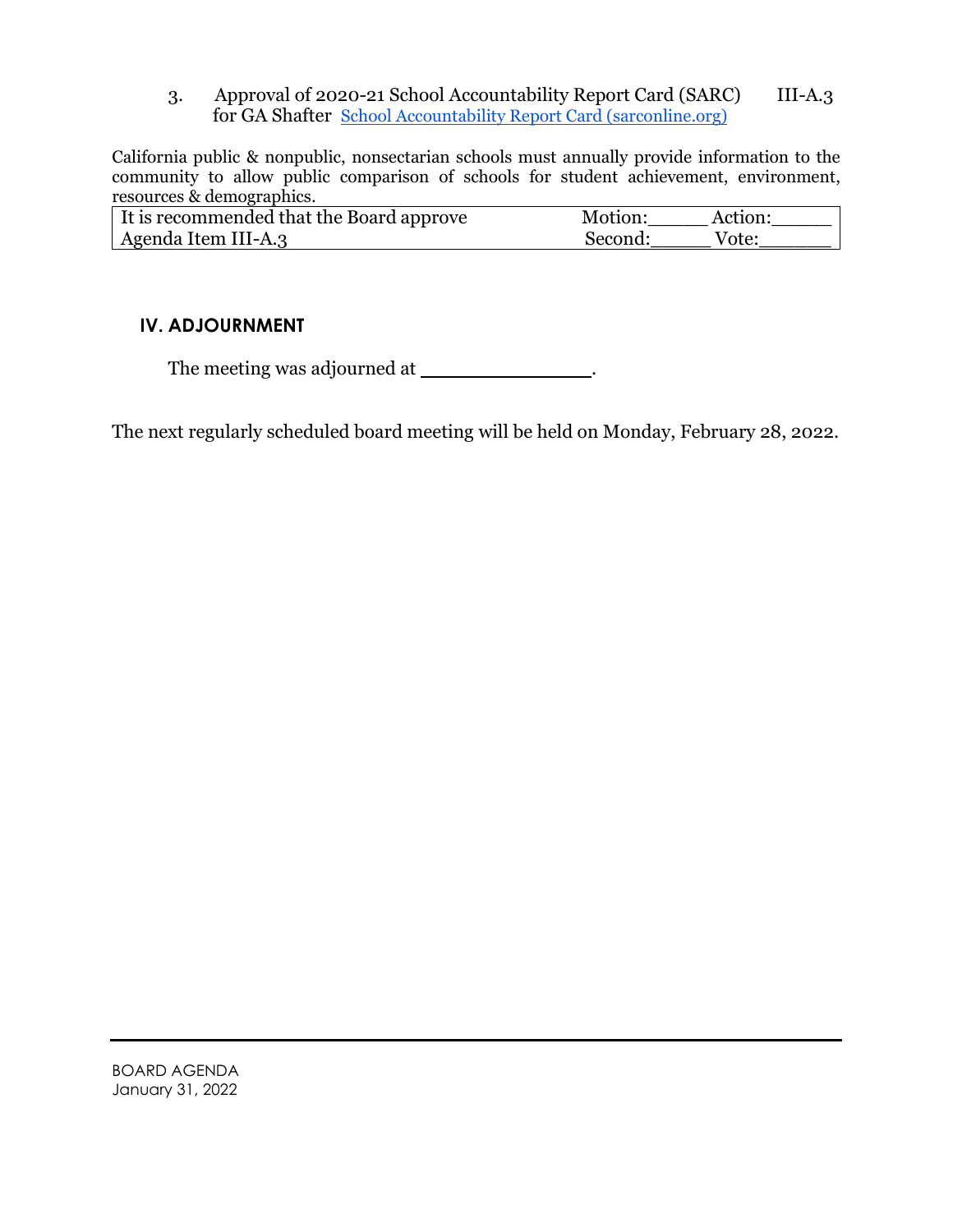3. Approval of 2020-21 School Accountability Report Card (SARC) for GA Shafter [School Accountability Report Card (sarconline.org)] III-A.3

California public & nonpublic, nonsectarian schools must annually provide information to the community to allow public comparison of schools for student achievement, environment, resources & demographics.

| | |
|---|---|
| It is recommended that the Board approve Agenda Item III-A.3 | Motion:_____ Action:_____ Second:_____ Vote:______ |

## IV. ADJOURNMENT

The meeting was adjourned at _______________.

The next regularly scheduled board meeting will be held on Monday, February 28, 2022.

BOARD AGENDA
January 31, 2022